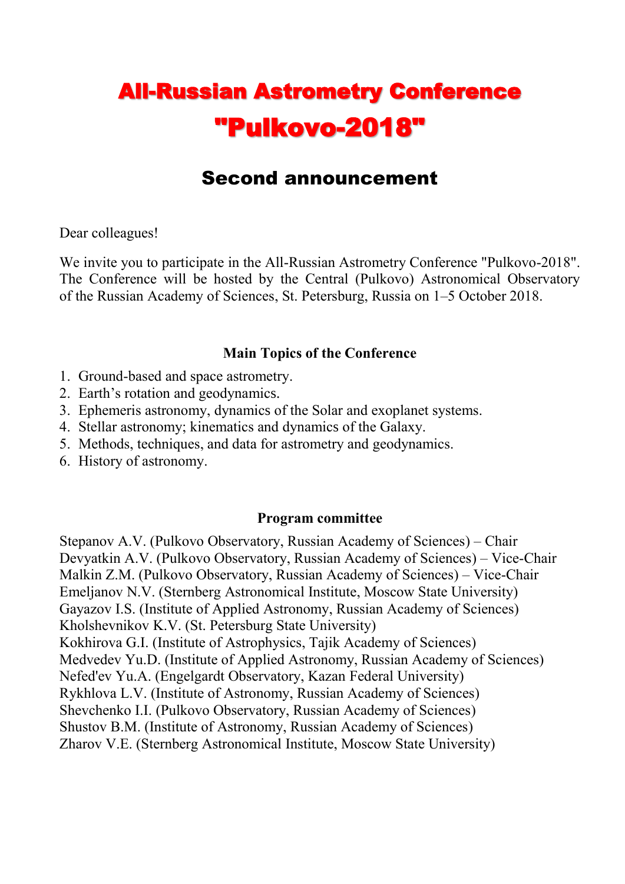# All-Russian Astrometry Conference "Pulkovo-2018"

## Second announcement

Dear colleagues!

We invite you to participate in the All-Russian Astrometry Conference "Pulkovo-2018". The Conference will be hosted by the Central (Pulkovo) Astronomical Observatory of the Russian Academy of Sciences, St. Petersburg, Russia on 1–5 October 2018.

### Main Topics of the Conference

1. Ground-based and space astrometry.
2. Earth's rotation and geodynamics.
3. Ephemeris astronomy, dynamics of the Solar and exoplanet systems.
4. Stellar astronomy; kinematics and dynamics of the Galaxy.
5. Methods, techniques, and data for astrometry and geodynamics.
6. History of astronomy.

### Program committee

Stepanov A.V. (Pulkovo Observatory, Russian Academy of Sciences) – Chair
Devyatkin A.V. (Pulkovo Observatory, Russian Academy of Sciences) – Vice-Chair
Malkin Z.M. (Pulkovo Observatory, Russian Academy of Sciences) – Vice-Chair
Emeljanov N.V. (Sternberg Astronomical Institute, Moscow State University)
Gayazov I.S. (Institute of Applied Astronomy, Russian Academy of Sciences)
Kholshevnikov K.V. (St. Petersburg State University)
Kokhirova G.I. (Institute of Astrophysics, Tajik Academy of Sciences)
Medvedev Yu.D. (Institute of Applied Astronomy, Russian Academy of Sciences)
Nefed'ev Yu.A. (Engelgardt Observatory, Kazan Federal University)
Rykhlova L.V. (Institute of Astronomy, Russian Academy of Sciences)
Shevchenko I.I. (Pulkovo Observatory, Russian Academy of Sciences)
Shustov B.M. (Institute of Astronomy, Russian Academy of Sciences)
Zharov V.E. (Sternberg Astronomical Institute, Moscow State University)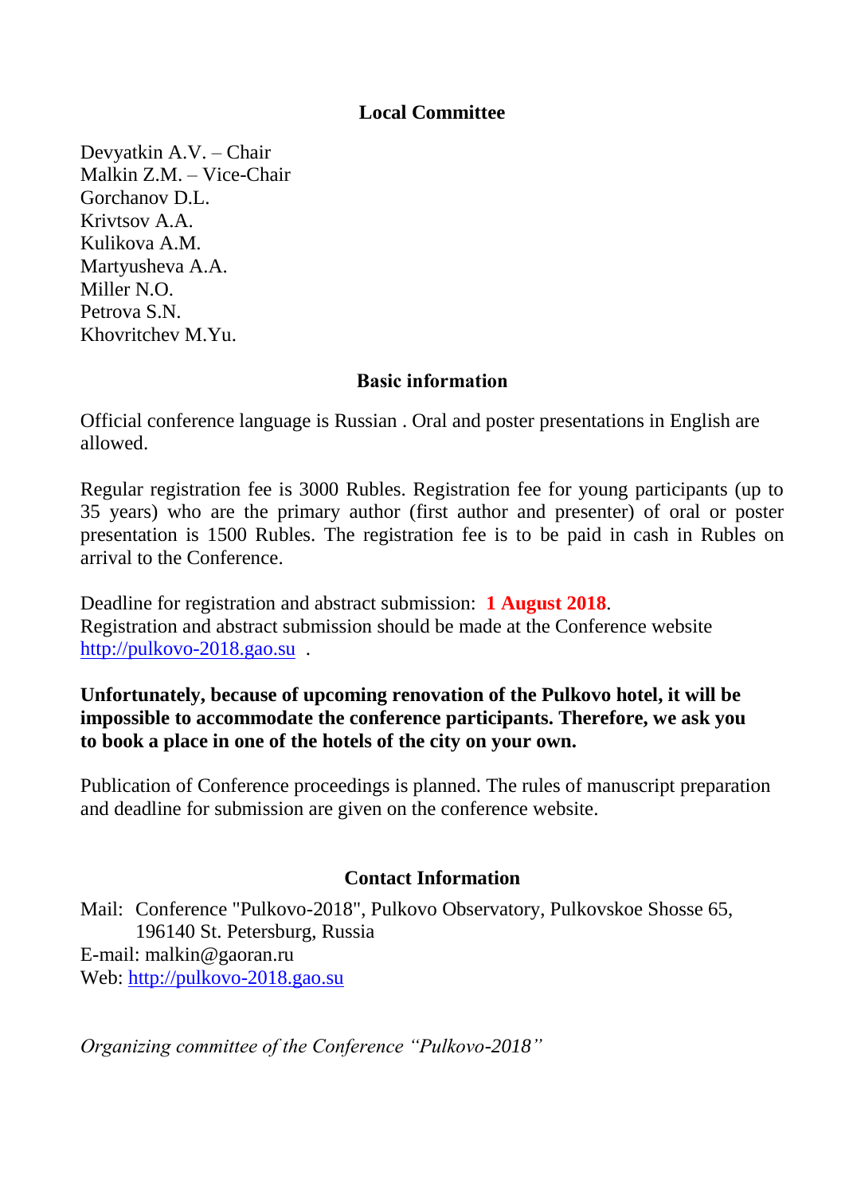## Local Committee

Devyatkin A.V. – Chair
Malkin Z.M. – Vice-Chair
Gorchanov D.L.
Krivtsov A.A.
Kulikova A.M.
Martyusheva A.A.
Miller N.O.
Petrova S.N.
Khovritchev M.Yu.

## Basic information

Official conference language is Russian . Oral and poster presentations in English are allowed.

Regular registration fee is 3000 Rubles. Registration fee for young participants (up to 35 years) who are the primary author (first author and presenter) of oral or poster presentation is 1500 Rubles. The registration fee is to be paid in cash in Rubles on arrival to the Conference.

Deadline for registration and abstract submission: **1 August 2018**.
Registration and abstract submission should be made at the Conference website http://pulkovo-2018.gao.su .

**Unfortunately, because of upcoming renovation of the Pulkovo hotel, it will be impossible to accommodate the conference participants. Therefore, we ask you to book a place in one of the hotels of the city on your own.**

Publication of Conference proceedings is planned. The rules of manuscript preparation and deadline for submission are given on the conference website.

## Contact Information

Mail: Conference "Pulkovo-2018", Pulkovo Observatory, Pulkovskoe Shosse 65, 196140 St. Petersburg, Russia
E-mail: malkin@gaoran.ru
Web: http://pulkovo-2018.gao.su

*Organizing committee of the Conference "Pulkovo-2018"*